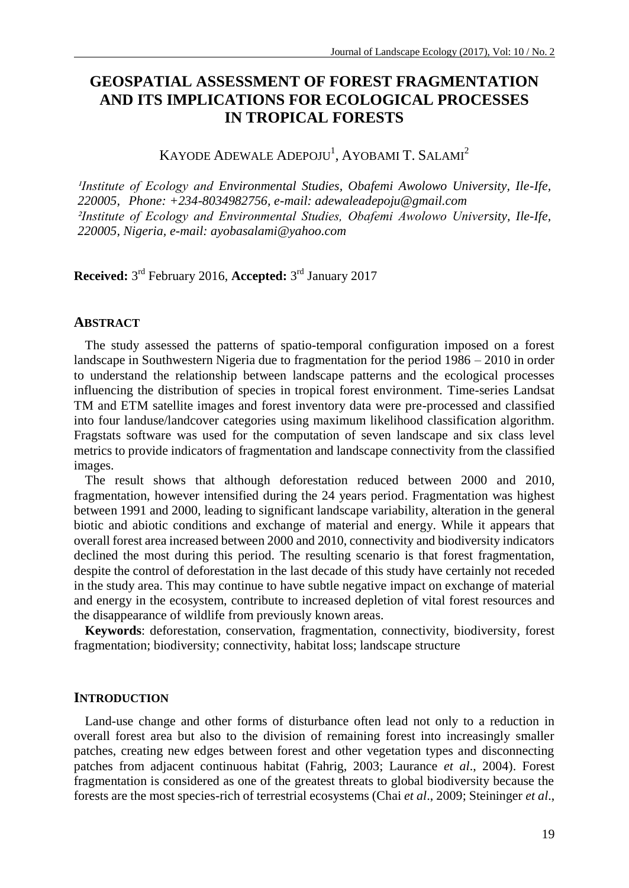# GEOSPATIAL ASSESSMENT OF FOREST FRAGMENTATION AND ITS IMPLICATIONS FOR ECOLOGICAL PROCESSES IN TROPICAL FORESTS

KAYODE ADEWALE ADEPOJU[1], AYOBAMI T. SALAMI[2]

*[1]Institute of Ecology and Environmental Studies, Obafemi Awolowo University, Ile-Ife, 220005, Phone: +234-8034982756, e-mail: adewaleadepoju@gmail.com*
*[2]Institute of Ecology and Environmental Studies, Obafemi Awolowo University, Ile-Ife, 220005, Nigeria, e-mail: ayobasalami@yahoo.com*

**Received:** 3rd February 2016, **Accepted:** 3rd January 2017

## ABSTRACT

The study assessed the patterns of spatio-temporal configuration imposed on a forest landscape in Southwestern Nigeria due to fragmentation for the period 1986 – 2010 in order to understand the relationship between landscape patterns and the ecological processes influencing the distribution of species in tropical forest environment. Time-series Landsat TM and ETM satellite images and forest inventory data were pre-processed and classified into four landuse/landcover categories using maximum likelihood classification algorithm. Fragstats software was used for the computation of seven landscape and six class level metrics to provide indicators of fragmentation and landscape connectivity from the classified images.

The result shows that although deforestation reduced between 2000 and 2010, fragmentation, however intensified during the 24 years period. Fragmentation was highest between 1991 and 2000, leading to significant landscape variability, alteration in the general biotic and abiotic conditions and exchange of material and energy. While it appears that overall forest area increased between 2000 and 2010, connectivity and biodiversity indicators declined the most during this period. The resulting scenario is that forest fragmentation, despite the control of deforestation in the last decade of this study have certainly not receded in the study area. This may continue to have subtle negative impact on exchange of material and energy in the ecosystem, contribute to increased depletion of vital forest resources and the disappearance of wildlife from previously known areas.

**Keywords**: deforestation, conservation, fragmentation, connectivity, biodiversity, forest fragmentation; biodiversity; connectivity, habitat loss; landscape structure

## INTRODUCTION

Land-use change and other forms of disturbance often lead not only to a reduction in overall forest area but also to the division of remaining forest into increasingly smaller patches, creating new edges between forest and other vegetation types and disconnecting patches from adjacent continuous habitat (Fahrig, 2003; Laurance *et al*., 2004). Forest fragmentation is considered as one of the greatest threats to global biodiversity because the forests are the most species-rich of terrestrial ecosystems (Chai *et al*., 2009; Steininger *et al*.,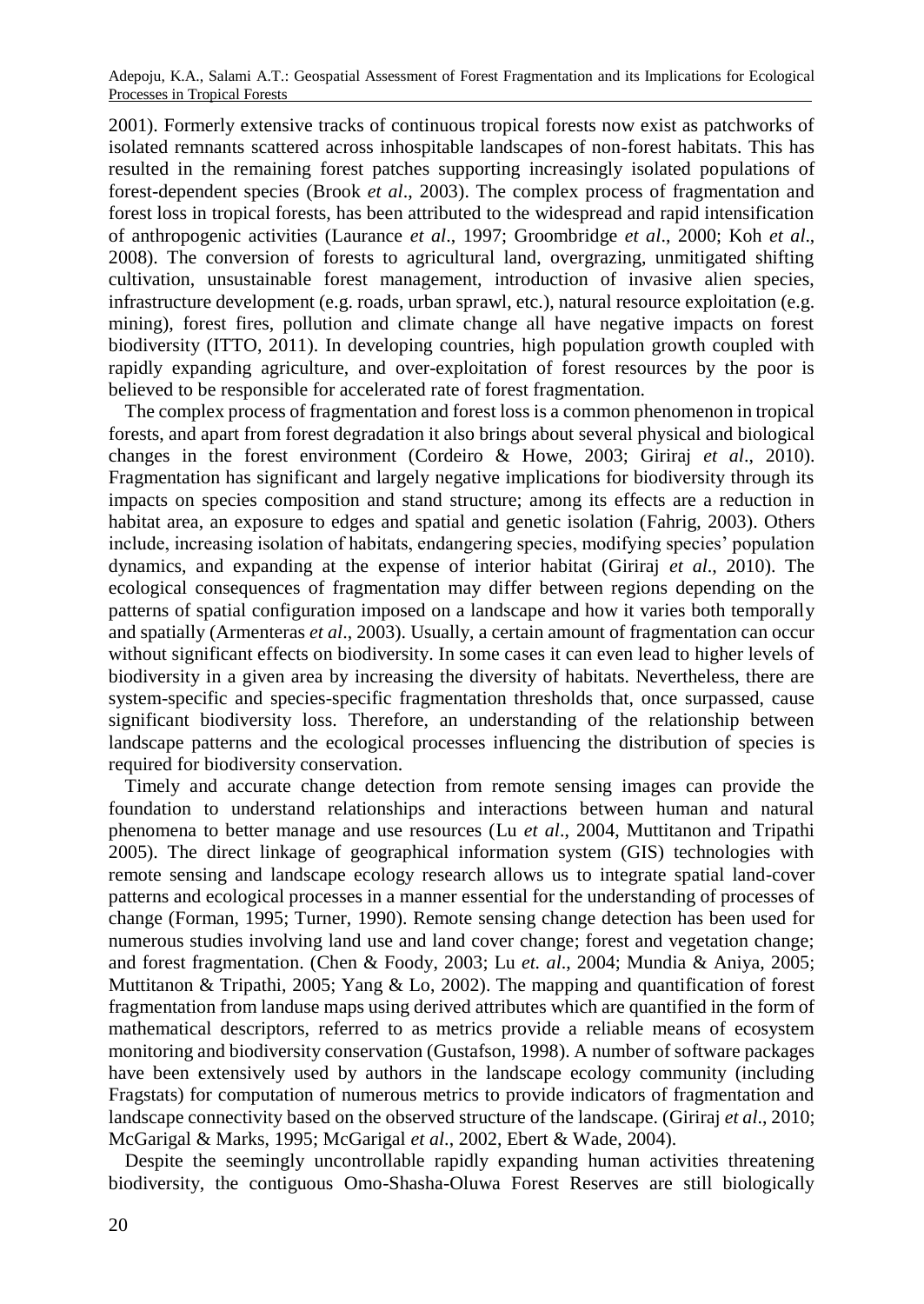2001). Formerly extensive tracks of continuous tropical forests now exist as patchworks of isolated remnants scattered across inhospitable landscapes of non-forest habitats. This has resulted in the remaining forest patches supporting increasingly isolated populations of forest-dependent species (Brook *et al*., 2003). The complex process of fragmentation and forest loss in tropical forests, has been attributed to the widespread and rapid intensification of anthropogenic activities (Laurance *et al*., 1997; Groombridge *et al*., 2000; Koh *et al*., 2008). The conversion of forests to agricultural land, overgrazing, unmitigated shifting cultivation, unsustainable forest management, introduction of invasive alien species, infrastructure development (e.g. roads, urban sprawl, etc.), natural resource exploitation (e.g. mining), forest fires, pollution and climate change all have negative impacts on forest biodiversity (ITTO, 2011). In developing countries, high population growth coupled with rapidly expanding agriculture, and over-exploitation of forest resources by the poor is believed to be responsible for accelerated rate of forest fragmentation.

The complex process of fragmentation and forest loss is a common phenomenon in tropical forests, and apart from forest degradation it also brings about several physical and biological changes in the forest environment (Cordeiro & Howe, 2003; Giriraj *et al*., 2010). Fragmentation has significant and largely negative implications for biodiversity through its impacts on species composition and stand structure; among its effects are a reduction in habitat area, an exposure to edges and spatial and genetic isolation (Fahrig, 2003). Others include, increasing isolation of habitats, endangering species, modifying species' population dynamics, and expanding at the expense of interior habitat (Giriraj *et al*., 2010). The ecological consequences of fragmentation may differ between regions depending on the patterns of spatial configuration imposed on a landscape and how it varies both temporally and spatially (Armenteras *et al*., 2003). Usually, a certain amount of fragmentation can occur without significant effects on biodiversity. In some cases it can even lead to higher levels of biodiversity in a given area by increasing the diversity of habitats. Nevertheless, there are system-specific and species-specific fragmentation thresholds that, once surpassed, cause significant biodiversity loss. Therefore, an understanding of the relationship between landscape patterns and the ecological processes influencing the distribution of species is required for biodiversity conservation.

Timely and accurate change detection from remote sensing images can provide the foundation to understand relationships and interactions between human and natural phenomena to better manage and use resources (Lu *et al*., 2004, Muttitanon and Tripathi 2005). The direct linkage of geographical information system (GIS) technologies with remote sensing and landscape ecology research allows us to integrate spatial land-cover patterns and ecological processes in a manner essential for the understanding of processes of change (Forman, 1995; Turner, 1990). Remote sensing change detection has been used for numerous studies involving land use and land cover change; forest and vegetation change; and forest fragmentation. (Chen & Foody, 2003; Lu *et. al*., 2004; Mundia & Aniya, 2005; Muttitanon & Tripathi, 2005; Yang & Lo, 2002). The mapping and quantification of forest fragmentation from landuse maps using derived attributes which are quantified in the form of mathematical descriptors, referred to as metrics provide a reliable means of ecosystem monitoring and biodiversity conservation (Gustafson, 1998). A number of software packages have been extensively used by authors in the landscape ecology community (including Fragstats) for computation of numerous metrics to provide indicators of fragmentation and landscape connectivity based on the observed structure of the landscape. (Giriraj *et al*., 2010; McGarigal & Marks, 1995; McGarigal *et al*., 2002, Ebert & Wade, 2004).

Despite the seemingly uncontrollable rapidly expanding human activities threatening biodiversity, the contiguous Omo-Shasha-Oluwa Forest Reserves are still biologically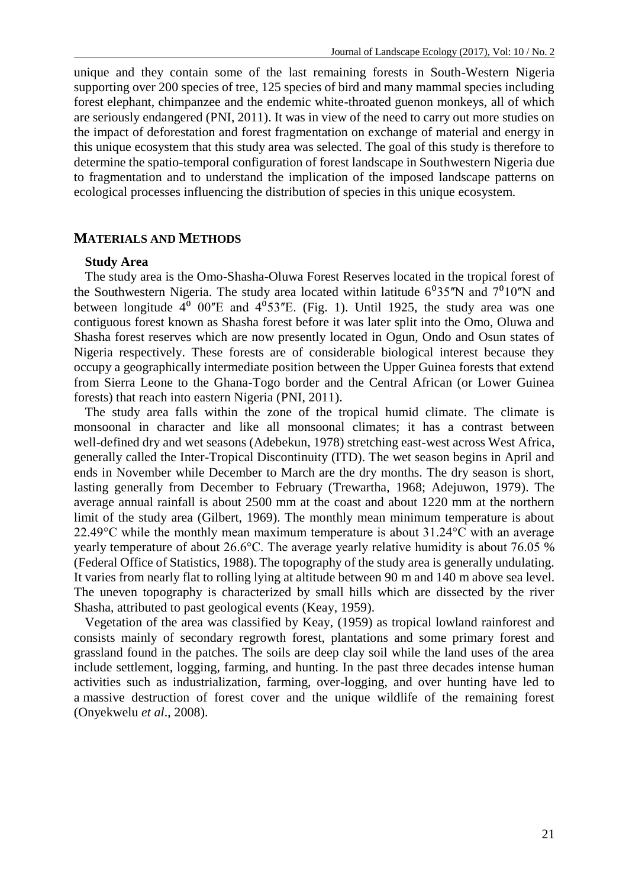unique and they contain some of the last remaining forests in South-Western Nigeria supporting over 200 species of tree, 125 species of bird and many mammal species including forest elephant, chimpanzee and the endemic white-throated guenon monkeys, all of which are seriously endangered (PNI, 2011). It was in view of the need to carry out more studies on the impact of deforestation and forest fragmentation on exchange of material and energy in this unique ecosystem that this study area was selected. The goal of this study is therefore to determine the spatio-temporal configuration of forest landscape in Southwestern Nigeria due to fragmentation and to understand the implication of the imposed landscape patterns on ecological processes influencing the distribution of species in this unique ecosystem.

## MATERIALS AND METHODS

### Study Area

The study area is the Omo-Shasha-Oluwa Forest Reserves located in the tropical forest of the Southwestern Nigeria. The study area located within latitude $6^{0}35''$N and $7^{0}10''$N and between longitude $4^{0}$ $00''$E and $4^{0}53''$E. (Fig. 1). Until 1925, the study area was one contiguous forest known as Shasha forest before it was later split into the Omo, Oluwa and Shasha forest reserves which are now presently located in Ogun, Ondo and Osun states of Nigeria respectively. These forests are of considerable biological interest because they occupy a geographically intermediate position between the Upper Guinea forests that extend from Sierra Leone to the Ghana-Togo border and the Central African (or Lower Guinea forests) that reach into eastern Nigeria (PNI, 2011).

The study area falls within the zone of the tropical humid climate. The climate is monsoonal in character and like all monsoonal climates; it has a contrast between well-defined dry and wet seasons (Adebekun, 1978) stretching east-west across West Africa, generally called the Inter-Tropical Discontinuity (ITD). The wet season begins in April and ends in November while December to March are the dry months. The dry season is short, lasting generally from December to February (Trewartha, 1968; Adejuwon, 1979). The average annual rainfall is about 2500 mm at the coast and about 1220 mm at the northern limit of the study area (Gilbert, 1969). The monthly mean minimum temperature is about 22.49°C while the monthly mean maximum temperature is about 31.24°C with an average yearly temperature of about 26.6°C. The average yearly relative humidity is about 76.05 % (Federal Office of Statistics, 1988). The topography of the study area is generally undulating. It varies from nearly flat to rolling lying at altitude between 90 m and 140 m above sea level. The uneven topography is characterized by small hills which are dissected by the river Shasha, attributed to past geological events (Keay, 1959).

Vegetation of the area was classified by Keay, (1959) as tropical lowland rainforest and consists mainly of secondary regrowth forest, plantations and some primary forest and grassland found in the patches. The soils are deep clay soil while the land uses of the area include settlement, logging, farming, and hunting. In the past three decades intense human activities such as industrialization, farming, over-logging, and over hunting have led to a massive destruction of forest cover and the unique wildlife of the remaining forest (Onyekwelu *et al*., 2008).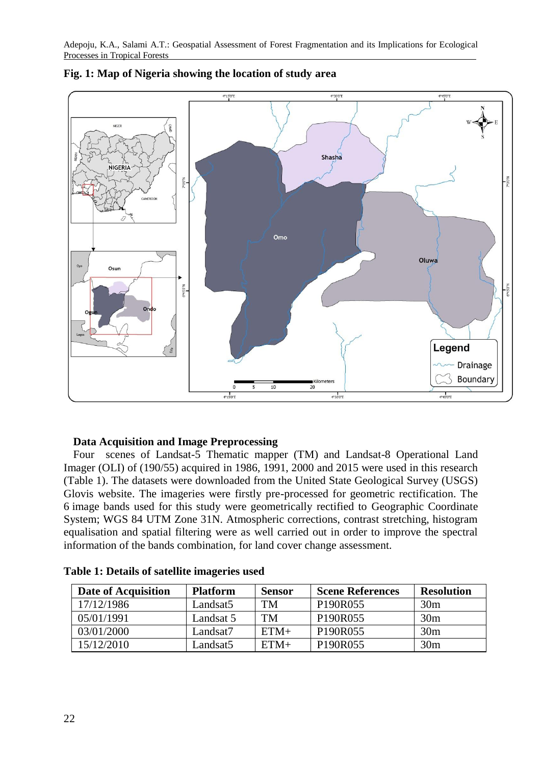**Fig. 1: Map of Nigeria showing the location of study area**

**Data Acquisition and Image Preprocessing**

Four scenes of Landsat-5 Thematic mapper (TM) and Landsat-8 Operational Land Imager (OLI) of (190/55) acquired in 1986, 1991, 2000 and 2015 were used in this research (Table 1). The datasets were downloaded from the United State Geological Survey (USGS) Glovis website. The imageries were firstly pre-processed for geometric rectification. The 6 image bands used for this study were geometrically rectified to Geographic Coordinate System; WGS 84 UTM Zone 31N. Atmospheric corrections, contrast stretching, histogram equalisation and spatial filtering were as well carried out in order to improve the spectral information of the bands combination, for land cover change assessment.

**Table 1: Details of satellite imageries used**

| Date of Acquisition | Platform | Sensor | Scene References | Resolution |
|---|---|---|---|---|
| 17/12/1986 | Landsat5 | TM | P190R055 | 30m |
| 05/01/1991 | Landsat 5 | TM | P190R055 | 30m |
| 03/01/2000 | Landsat7 | ETM+ | P190R055 | 30m |
| 15/12/2010 | Landsat5 | ETM+ | P190R055 | 30m |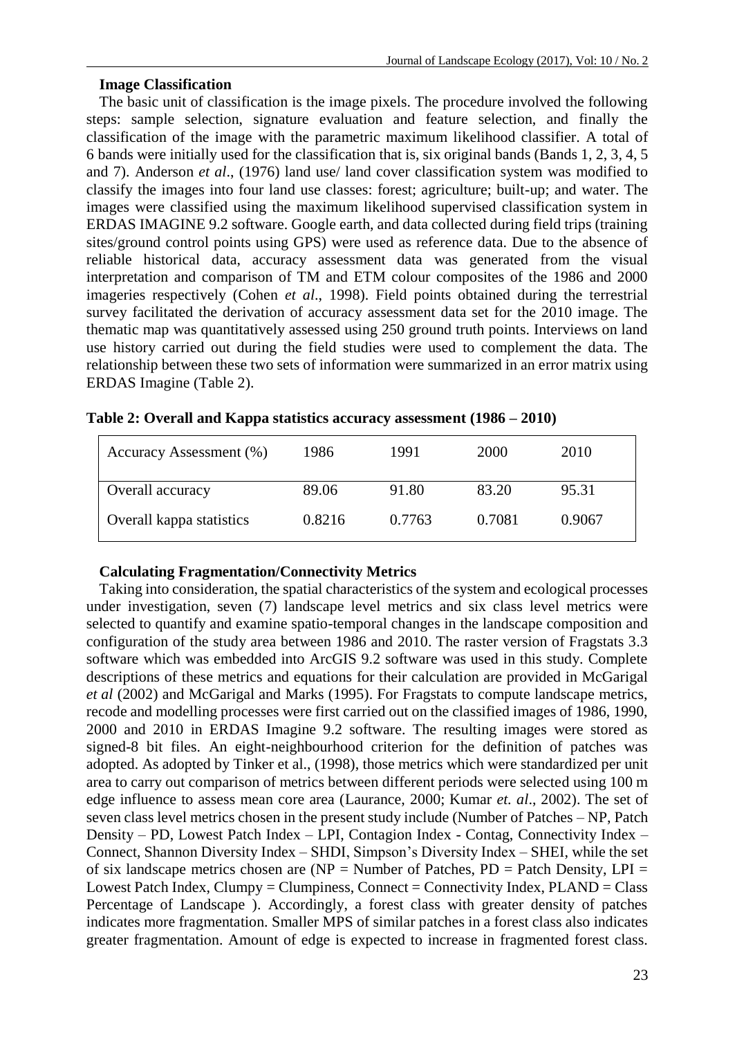### Image Classification

The basic unit of classification is the image pixels. The procedure involved the following steps: sample selection, signature evaluation and feature selection, and finally the classification of the image with the parametric maximum likelihood classifier. A total of 6 bands were initially used for the classification that is, six original bands (Bands 1, 2, 3, 4, 5 and 7). Anderson *et al*., (1976) land use/ land cover classification system was modified to classify the images into four land use classes: forest; agriculture; built-up; and water. The images were classified using the maximum likelihood supervised classification system in ERDAS IMAGINE 9.2 software. Google earth, and data collected during field trips (training sites/ground control points using GPS) were used as reference data. Due to the absence of reliable historical data, accuracy assessment data was generated from the visual interpretation and comparison of TM and ETM colour composites of the 1986 and 2000 imageries respectively (Cohen *et al*., 1998). Field points obtained during the terrestrial survey facilitated the derivation of accuracy assessment data set for the 2010 image. The thematic map was quantitatively assessed using 250 ground truth points. Interviews on land use history carried out during the field studies were used to complement the data. The relationship between these two sets of information were summarized in an error matrix using ERDAS Imagine (Table 2).

**Table 2: Overall and Kappa statistics accuracy assessment (1986 – 2010)**

| Accuracy Assessment (%) | 1986 | 1991 | 2000 | 2010 |
|---|---|---|---|---|
| Overall accuracy | 89.06 | 91.80 | 83.20 | 95.31 |
| Overall kappa statistics | 0.8216 | 0.7763 | 0.7081 | 0.9067 |

### Calculating Fragmentation/Connectivity Metrics

Taking into consideration, the spatial characteristics of the system and ecological processes under investigation, seven (7) landscape level metrics and six class level metrics were selected to quantify and examine spatio-temporal changes in the landscape composition and configuration of the study area between 1986 and 2010. The raster version of Fragstats 3.3 software which was embedded into ArcGIS 9.2 software was used in this study. Complete descriptions of these metrics and equations for their calculation are provided in McGarigal *et al* (2002) and McGarigal and Marks (1995). For Fragstats to compute landscape metrics, recode and modelling processes were first carried out on the classified images of 1986, 1990, 2000 and 2010 in ERDAS Imagine 9.2 software. The resulting images were stored as signed-8 bit files. An eight-neighbourhood criterion for the definition of patches was adopted. As adopted by Tinker et al., (1998), those metrics which were standardized per unit area to carry out comparison of metrics between different periods were selected using 100 m edge influence to assess mean core area (Laurance, 2000; Kumar *et. al*., 2002). The set of seven class level metrics chosen in the present study include (Number of Patches – NP, Patch Density – PD, Lowest Patch Index – LPI, Contagion Index - Contag, Connectivity Index – Connect, Shannon Diversity Index – SHDI, Simpson's Diversity Index – SHEI, while the set of six landscape metrics chosen are (NP = Number of Patches, PD = Patch Density, LPI = Lowest Patch Index, Clumpy = Clumpiness, Connect = Connectivity Index, PLAND = Class Percentage of Landscape ). Accordingly, a forest class with greater density of patches indicates more fragmentation. Smaller MPS of similar patches in a forest class also indicates greater fragmentation. Amount of edge is expected to increase in fragmented forest class.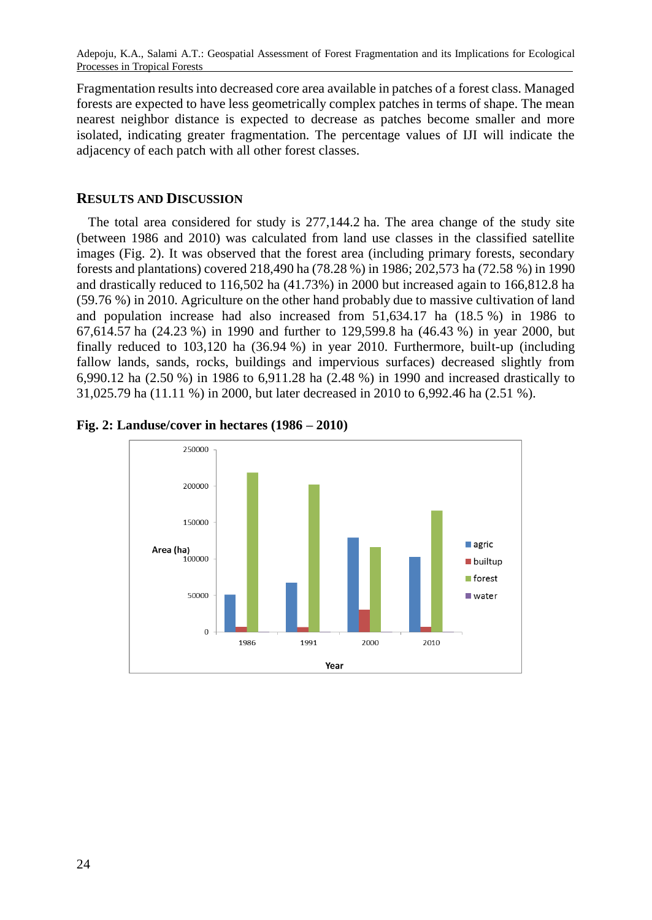Fragmentation results into decreased core area available in patches of a forest class. Managed forests are expected to have less geometrically complex patches in terms of shape. The mean nearest neighbor distance is expected to decrease as patches become smaller and more isolated, indicating greater fragmentation. The percentage values of IJI will indicate the adjacency of each patch with all other forest classes.

## RESULTS AND DISCUSSION

The total area considered for study is 277,144.2 ha. The area change of the study site (between 1986 and 2010) was calculated from land use classes in the classified satellite images (Fig. 2). It was observed that the forest area (including primary forests, secondary forests and plantations) covered 218,490 ha (78.28 %) in 1986; 202,573 ha (72.58 %) in 1990 and drastically reduced to 116,502 ha (41.73%) in 2000 but increased again to 166,812.8 ha (59.76 %) in 2010. Agriculture on the other hand probably due to massive cultivation of land and population increase had also increased from 51,634.17 ha (18.5 %) in 1986 to 67,614.57 ha (24.23 %) in 1990 and further to 129,599.8 ha (46.43 %) in year 2000, but finally reduced to 103,120 ha (36.94 %) in year 2010. Furthermore, built-up (including fallow lands, sands, rocks, buildings and impervious surfaces) decreased slightly from 6,990.12 ha (2.50 %) in 1986 to 6,911.28 ha (2.48 %) in 1990 and increased drastically to 31,025.79 ha (11.11 %) in 2000, but later decreased in 2010 to 6,992.46 ha (2.51 %).

**Fig. 2: Landuse/cover in hectares (1986 – 2010)**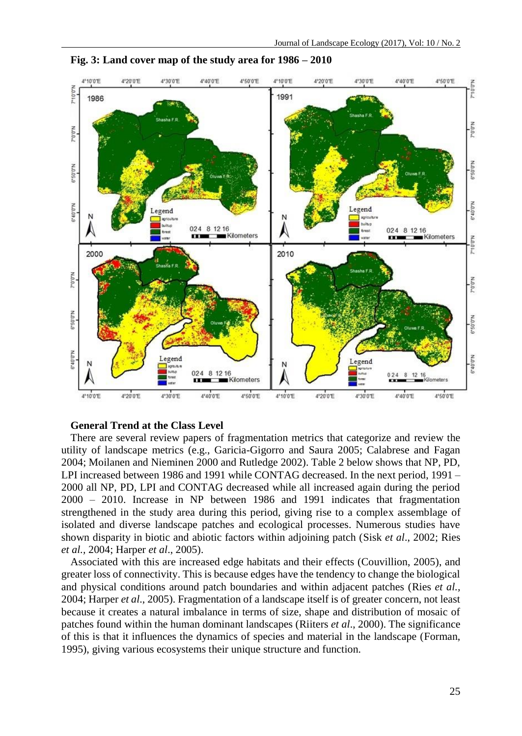**Fig. 3: Land cover map of the study area for 1986 – 2010**

**General Trend at the Class Level**

There are several review papers of fragmentation metrics that categorize and review the utility of landscape metrics (e.g., Garicia-Gigorro and Saura 2005; Calabrese and Fagan 2004; Moilanen and Nieminen 2000 and Rutledge 2002). Table 2 below shows that NP, PD, LPI increased between 1986 and 1991 while CONTAG decreased. In the next period, 1991 – 2000 all NP, PD, LPI and CONTAG decreased while all increased again during the period 2000 – 2010. Increase in NP between 1986 and 1991 indicates that fragmentation strengthened in the study area during this period, giving rise to a complex assemblage of isolated and diverse landscape patches and ecological processes. Numerous studies have shown disparity in biotic and abiotic factors within adjoining patch (Sisk *et al*., 2002; Ries *et al.*, 2004; Harper *et al*., 2005).

Associated with this are increased edge habitats and their effects (Couvillion, 2005), and greater loss of connectivity. This is because edges have the tendency to change the biological and physical conditions around patch boundaries and within adjacent patches (Ries *et al.*, 2004; Harper *et al*., 2005). Fragmentation of a landscape itself is of greater concern, not least because it creates a natural imbalance in terms of size, shape and distribution of mosaic of patches found within the human dominant landscapes (Riiters *et al*., 2000). The significance of this is that it influences the dynamics of species and material in the landscape (Forman, 1995), giving various ecosystems their unique structure and function.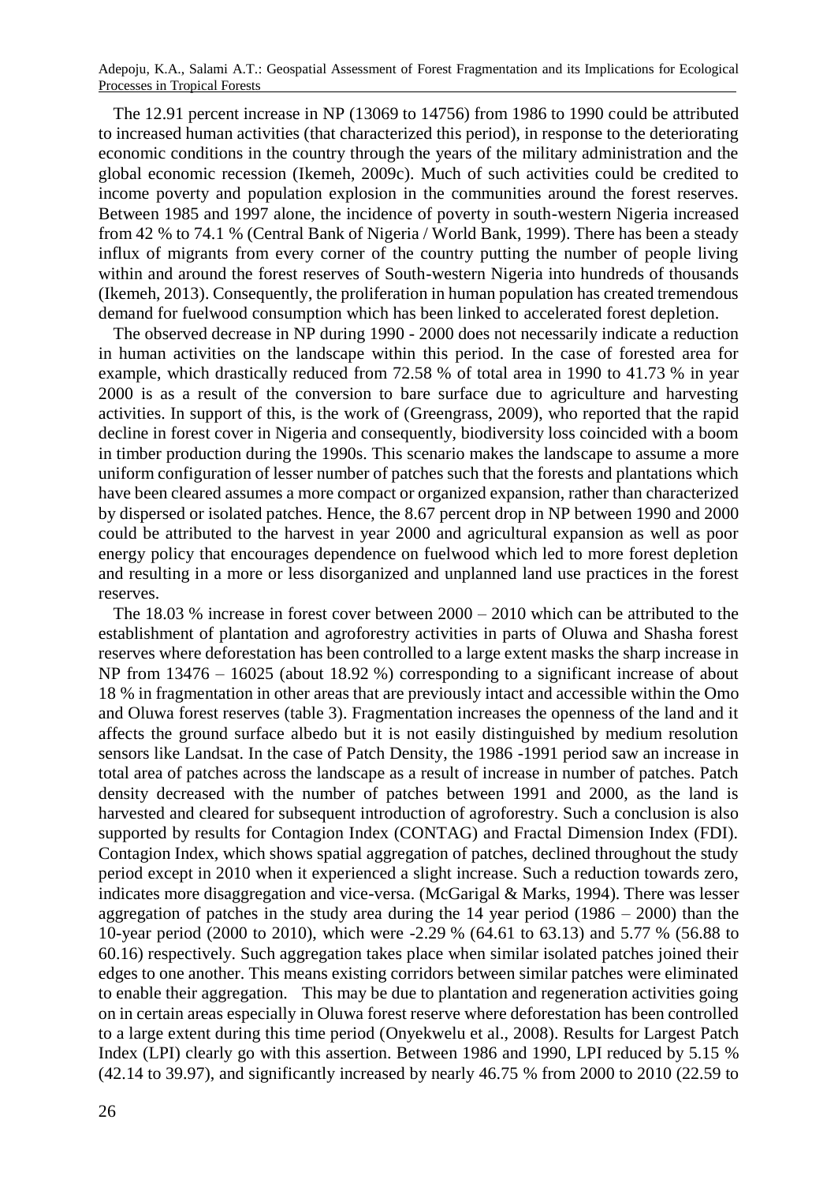The 12.91 percent increase in NP (13069 to 14756) from 1986 to 1990 could be attributed to increased human activities (that characterized this period), in response to the deteriorating economic conditions in the country through the years of the military administration and the global economic recession (Ikemeh, 2009c). Much of such activities could be credited to income poverty and population explosion in the communities around the forest reserves. Between 1985 and 1997 alone, the incidence of poverty in south-western Nigeria increased from 42 % to 74.1 % (Central Bank of Nigeria / World Bank, 1999). There has been a steady influx of migrants from every corner of the country putting the number of people living within and around the forest reserves of South-western Nigeria into hundreds of thousands (Ikemeh, 2013). Consequently, the proliferation in human population has created tremendous demand for fuelwood consumption which has been linked to accelerated forest depletion.

The observed decrease in NP during 1990 - 2000 does not necessarily indicate a reduction in human activities on the landscape within this period. In the case of forested area for example, which drastically reduced from 72.58 % of total area in 1990 to 41.73 % in year 2000 is as a result of the conversion to bare surface due to agriculture and harvesting activities. In support of this, is the work of (Greengrass, 2009), who reported that the rapid decline in forest cover in Nigeria and consequently, biodiversity loss coincided with a boom in timber production during the 1990s. This scenario makes the landscape to assume a more uniform configuration of lesser number of patches such that the forests and plantations which have been cleared assumes a more compact or organized expansion, rather than characterized by dispersed or isolated patches. Hence, the 8.67 percent drop in NP between 1990 and 2000 could be attributed to the harvest in year 2000 and agricultural expansion as well as poor energy policy that encourages dependence on fuelwood which led to more forest depletion and resulting in a more or less disorganized and unplanned land use practices in the forest reserves.

The 18.03 % increase in forest cover between 2000 – 2010 which can be attributed to the establishment of plantation and agroforestry activities in parts of Oluwa and Shasha forest reserves where deforestation has been controlled to a large extent masks the sharp increase in NP from 13476 – 16025 (about 18.92 %) corresponding to a significant increase of about 18 % in fragmentation in other areas that are previously intact and accessible within the Omo and Oluwa forest reserves (table 3). Fragmentation increases the openness of the land and it affects the ground surface albedo but it is not easily distinguished by medium resolution sensors like Landsat. In the case of Patch Density, the 1986 -1991 period saw an increase in total area of patches across the landscape as a result of increase in number of patches. Patch density decreased with the number of patches between 1991 and 2000, as the land is harvested and cleared for subsequent introduction of agroforestry. Such a conclusion is also supported by results for Contagion Index (CONTAG) and Fractal Dimension Index (FDI). Contagion Index, which shows spatial aggregation of patches, declined throughout the study period except in 2010 when it experienced a slight increase. Such a reduction towards zero, indicates more disaggregation and vice-versa. (McGarigal & Marks, 1994). There was lesser aggregation of patches in the study area during the 14 year period (1986 – 2000) than the 10-year period (2000 to 2010), which were -2.29 % (64.61 to 63.13) and 5.77 % (56.88 to 60.16) respectively. Such aggregation takes place when similar isolated patches joined their edges to one another. This means existing corridors between similar patches were eliminated to enable their aggregation. This may be due to plantation and regeneration activities going on in certain areas especially in Oluwa forest reserve where deforestation has been controlled to a large extent during this time period (Onyekwelu et al., 2008). Results for Largest Patch Index (LPI) clearly go with this assertion. Between 1986 and 1990, LPI reduced by 5.15 % (42.14 to 39.97), and significantly increased by nearly 46.75 % from 2000 to 2010 (22.59 to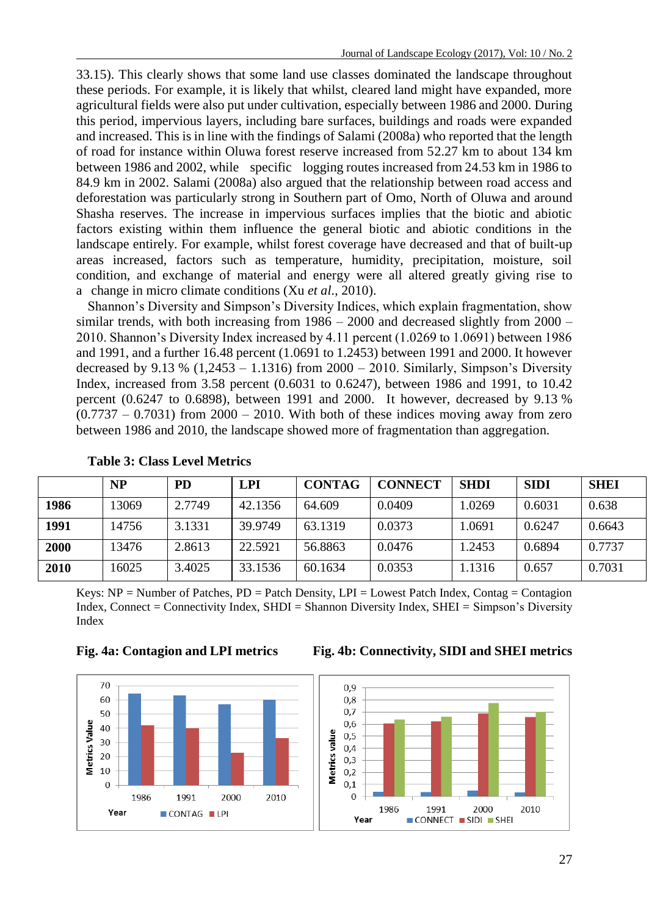33.15). This clearly shows that some land use classes dominated the landscape throughout these periods. For example, it is likely that whilst, cleared land might have expanded, more agricultural fields were also put under cultivation, especially between 1986 and 2000. During this period, impervious layers, including bare surfaces, buildings and roads were expanded and increased. This is in line with the findings of Salami (2008a) who reported that the length of road for instance within Oluwa forest reserve increased from 52.27 km to about 134 km between 1986 and 2002, while specific logging routes increased from 24.53 km in 1986 to 84.9 km in 2002. Salami (2008a) also argued that the relationship between road access and deforestation was particularly strong in Southern part of Omo, North of Oluwa and around Shasha reserves. The increase in impervious surfaces implies that the biotic and abiotic factors existing within them influence the general biotic and abiotic conditions in the landscape entirely. For example, whilst forest coverage have decreased and that of built-up areas increased, factors such as temperature, humidity, precipitation, moisture, soil condition, and exchange of material and energy were all altered greatly giving rise to a change in micro climate conditions (Xu *et al*., 2010).

Shannon's Diversity and Simpson's Diversity Indices, which explain fragmentation, show similar trends, with both increasing from 1986 – 2000 and decreased slightly from 2000 – 2010. Shannon's Diversity Index increased by 4.11 percent (1.0269 to 1.0691) between 1986 and 1991, and a further 16.48 percent (1.0691 to 1.2453) between 1991 and 2000. It however decreased by 9.13 % (1,2453 – 1.1316) from 2000 – 2010. Similarly, Simpson's Diversity Index, increased from 3.58 percent (0.6031 to 0.6247), between 1986 and 1991, to 10.42 percent (0.6247 to 0.6898), between 1991 and 2000. It however, decreased by 9.13 % (0.7737 – 0.7031) from 2000 – 2010. With both of these indices moving away from zero between 1986 and 2010, the landscape showed more of fragmentation than aggregation.

**Table 3: Class Level Metrics**

| | NP | PD | LPI | CONTAG | CONNECT | SHDI | SIDI | SHEI |
|---|---|---|---|---|---|---|---|---|
| **1986** | 13069 | 2.7749 | 42.1356 | 64.609 | 0.0409 | 1.0269 | 0.6031 | 0.638 |
| **1991** | 14756 | 3.1331 | 39.9749 | 63.1319 | 0.0373 | 1.0691 | 0.6247 | 0.6643 |
| **2000** | 13476 | 2.8613 | 22.5921 | 56.8863 | 0.0476 | 1.2453 | 0.6894 | 0.7737 |
| **2010** | 16025 | 3.4025 | 33.1536 | 60.1634 | 0.0353 | 1.1316 | 0.657 | 0.7031 |

Keys: NP = Number of Patches, PD = Patch Density, LPI = Lowest Patch Index, Contag = Contagion Index, Connect = Connectivity Index, SHDI = Shannon Diversity Index, SHEI = Simpson's Diversity Index

**Fig. 4a: Contagion and LPI metrics**

**Fig. 4b: Connectivity, SIDI and SHEI metrics**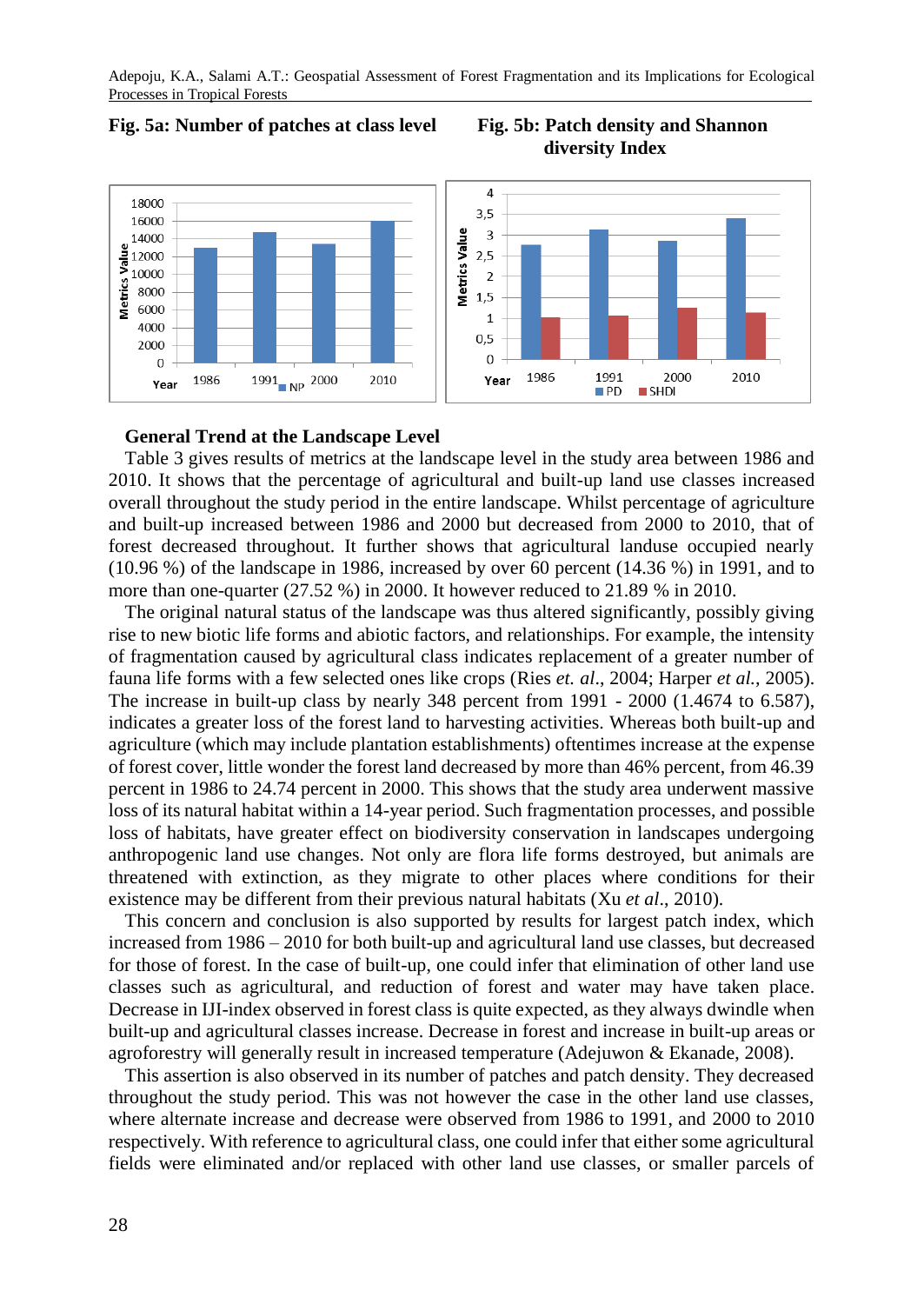**Fig. 5a: Number of patches at class level**

**Fig. 5b: Patch density and Shannon diversity Index**

### General Trend at the Landscape Level

Table 3 gives results of metrics at the landscape level in the study area between 1986 and 2010. It shows that the percentage of agricultural and built-up land use classes increased overall throughout the study period in the entire landscape. Whilst percentage of agriculture and built-up increased between 1986 and 2000 but decreased from 2000 to 2010, that of forest decreased throughout. It further shows that agricultural landuse occupied nearly (10.96 %) of the landscape in 1986, increased by over 60 percent (14.36 %) in 1991, and to more than one-quarter (27.52 %) in 2000. It however reduced to 21.89 % in 2010.

The original natural status of the landscape was thus altered significantly, possibly giving rise to new biotic life forms and abiotic factors, and relationships. For example, the intensity of fragmentation caused by agricultural class indicates replacement of a greater number of fauna life forms with a few selected ones like crops (Ries *et. al*., 2004; Harper *et al.*, 2005). The increase in built-up class by nearly 348 percent from 1991 - 2000 (1.4674 to 6.587), indicates a greater loss of the forest land to harvesting activities. Whereas both built-up and agriculture (which may include plantation establishments) oftentimes increase at the expense of forest cover, little wonder the forest land decreased by more than 46% percent, from 46.39 percent in 1986 to 24.74 percent in 2000. This shows that the study area underwent massive loss of its natural habitat within a 14-year period. Such fragmentation processes, and possible loss of habitats, have greater effect on biodiversity conservation in landscapes undergoing anthropogenic land use changes. Not only are flora life forms destroyed, but animals are threatened with extinction, as they migrate to other places where conditions for their existence may be different from their previous natural habitats (Xu *et al*., 2010).

This concern and conclusion is also supported by results for largest patch index, which increased from 1986 – 2010 for both built-up and agricultural land use classes, but decreased for those of forest. In the case of built-up, one could infer that elimination of other land use classes such as agricultural, and reduction of forest and water may have taken place. Decrease in IJI-index observed in forest class is quite expected, as they always dwindle when built-up and agricultural classes increase. Decrease in forest and increase in built-up areas or agroforestry will generally result in increased temperature (Adejuwon & Ekanade, 2008).

This assertion is also observed in its number of patches and patch density. They decreased throughout the study period. This was not however the case in the other land use classes, where alternate increase and decrease were observed from 1986 to 1991, and 2000 to 2010 respectively. With reference to agricultural class, one could infer that either some agricultural fields were eliminated and/or replaced with other land use classes, or smaller parcels of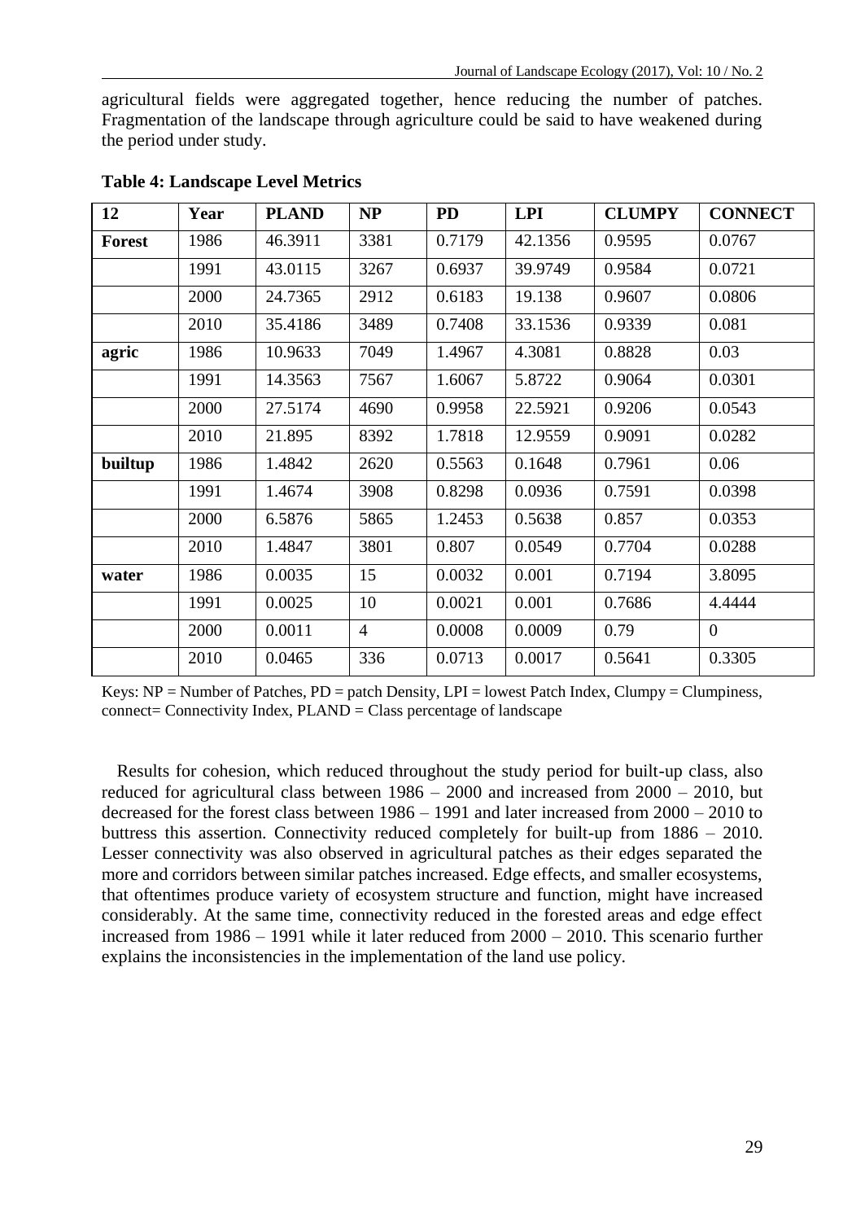agricultural fields were aggregated together, hence reducing the number of patches. Fragmentation of the landscape through agriculture could be said to have weakened during the period under study.

**Table 4: Landscape Level Metrics**

| 12 | Year | PLAND | NP | PD | LPI | CLUMPY | CONNECT |
|---|---|---|---|---|---|---|---|
| **Forest** | 1986 | 46.3911 | 3381 | 0.7179 | 42.1356 | 0.9595 | 0.0767 |
| | 1991 | 43.0115 | 3267 | 0.6937 | 39.9749 | 0.9584 | 0.0721 |
| | 2000 | 24.7365 | 2912 | 0.6183 | 19.138 | 0.9607 | 0.0806 |
| | 2010 | 35.4186 | 3489 | 0.7408 | 33.1536 | 0.9339 | 0.081 |
| **agric** | 1986 | 10.9633 | 7049 | 1.4967 | 4.3081 | 0.8828 | 0.03 |
| | 1991 | 14.3563 | 7567 | 1.6067 | 5.8722 | 0.9064 | 0.0301 |
| | 2000 | 27.5174 | 4690 | 0.9958 | 22.5921 | 0.9206 | 0.0543 |
| | 2010 | 21.895 | 8392 | 1.7818 | 12.9559 | 0.9091 | 0.0282 |
| **builtup** | 1986 | 1.4842 | 2620 | 0.5563 | 0.1648 | 0.7961 | 0.06 |
| | 1991 | 1.4674 | 3908 | 0.8298 | 0.0936 | 0.7591 | 0.0398 |
| | 2000 | 6.5876 | 5865 | 1.2453 | 0.5638 | 0.857 | 0.0353 |
| | 2010 | 1.4847 | 3801 | 0.807 | 0.0549 | 0.7704 | 0.0288 |
| **water** | 1986 | 0.0035 | 15 | 0.0032 | 0.001 | 0.7194 | 3.8095 |
| | 1991 | 0.0025 | 10 | 0.0021 | 0.001 | 0.7686 | 4.4444 |
| | 2000 | 0.0011 | 4 | 0.0008 | 0.0009 | 0.79 | 0 |
| | 2010 | 0.0465 | 336 | 0.0713 | 0.0017 | 0.5641 | 0.3305 |

Keys: NP = Number of Patches, PD = patch Density, LPI = lowest Patch Index, Clumpy = Clumpiness, connect= Connectivity Index, PLAND = Class percentage of landscape

Results for cohesion, which reduced throughout the study period for built-up class, also reduced for agricultural class between 1986 – 2000 and increased from 2000 – 2010, but decreased for the forest class between 1986 – 1991 and later increased from 2000 – 2010 to buttress this assertion. Connectivity reduced completely for built-up from 1886 – 2010. Lesser connectivity was also observed in agricultural patches as their edges separated the more and corridors between similar patches increased. Edge effects, and smaller ecosystems, that oftentimes produce variety of ecosystem structure and function, might have increased considerably. At the same time, connectivity reduced in the forested areas and edge effect increased from 1986 – 1991 while it later reduced from 2000 – 2010. This scenario further explains the inconsistencies in the implementation of the land use policy.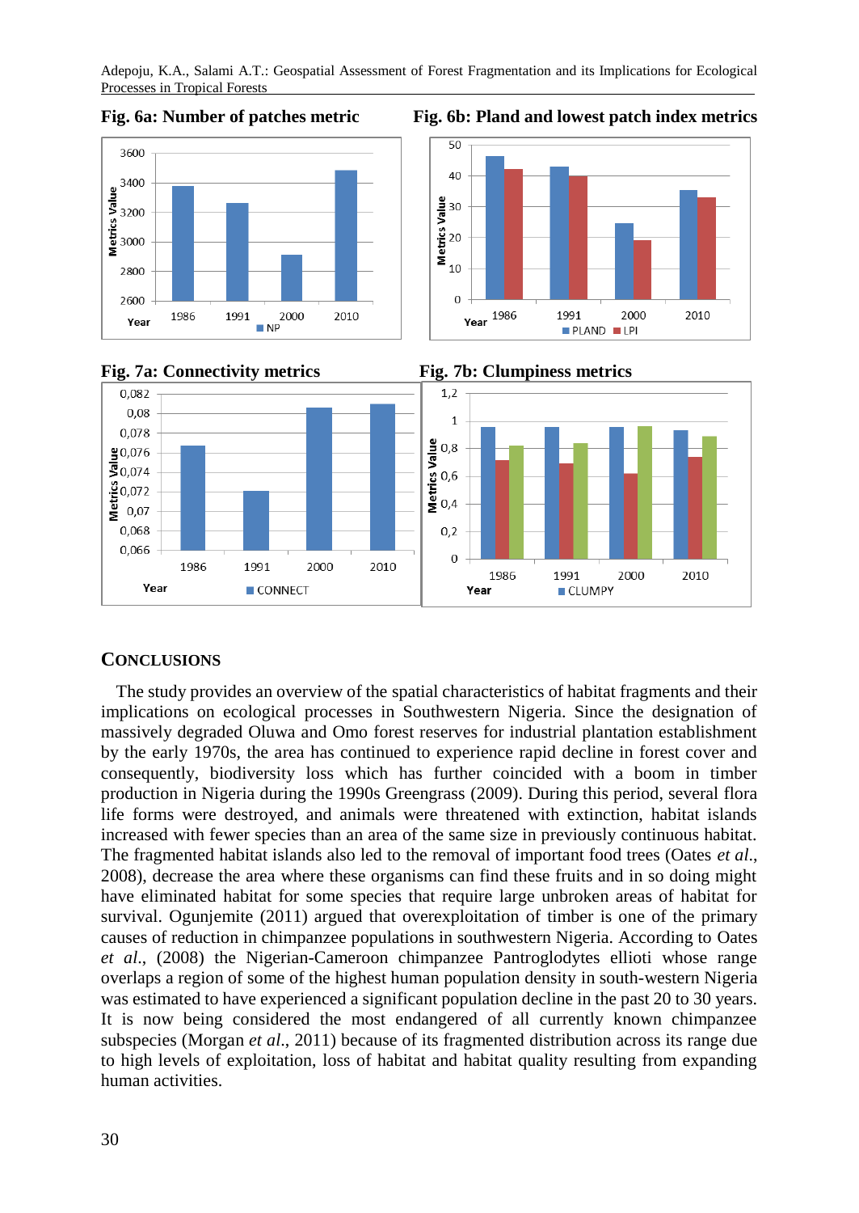**Fig. 6a: Number of patches metric**

**Fig. 6b: Pland and lowest patch index metrics**

**Fig. 7a: Connectivity metrics**

**Fig. 7b: Clumpiness metrics**

## CONCLUSIONS

The study provides an overview of the spatial characteristics of habitat fragments and their implications on ecological processes in Southwestern Nigeria. Since the designation of massively degraded Oluwa and Omo forest reserves for industrial plantation establishment by the early 1970s, the area has continued to experience rapid decline in forest cover and consequently, biodiversity loss which has further coincided with a boom in timber production in Nigeria during the 1990s Greengrass (2009). During this period, several flora life forms were destroyed, and animals were threatened with extinction, habitat islands increased with fewer species than an area of the same size in previously continuous habitat. The fragmented habitat islands also led to the removal of important food trees (Oates *et al.*, 2008), decrease the area where these organisms can find these fruits and in so doing might have eliminated habitat for some species that require large unbroken areas of habitat for survival. Ogunjemite (2011) argued that overexploitation of timber is one of the primary causes of reduction in chimpanzee populations in southwestern Nigeria. According to Oates *et al.*, (2008) the Nigerian-Cameroon chimpanzee Pantroglodytes ellioti whose range overlaps a region of some of the highest human population density in south-western Nigeria was estimated to have experienced a significant population decline in the past 20 to 30 years. It is now being considered the most endangered of all currently known chimpanzee subspecies (Morgan *et al*., 2011) because of its fragmented distribution across its range due to high levels of exploitation, loss of habitat and habitat quality resulting from expanding human activities.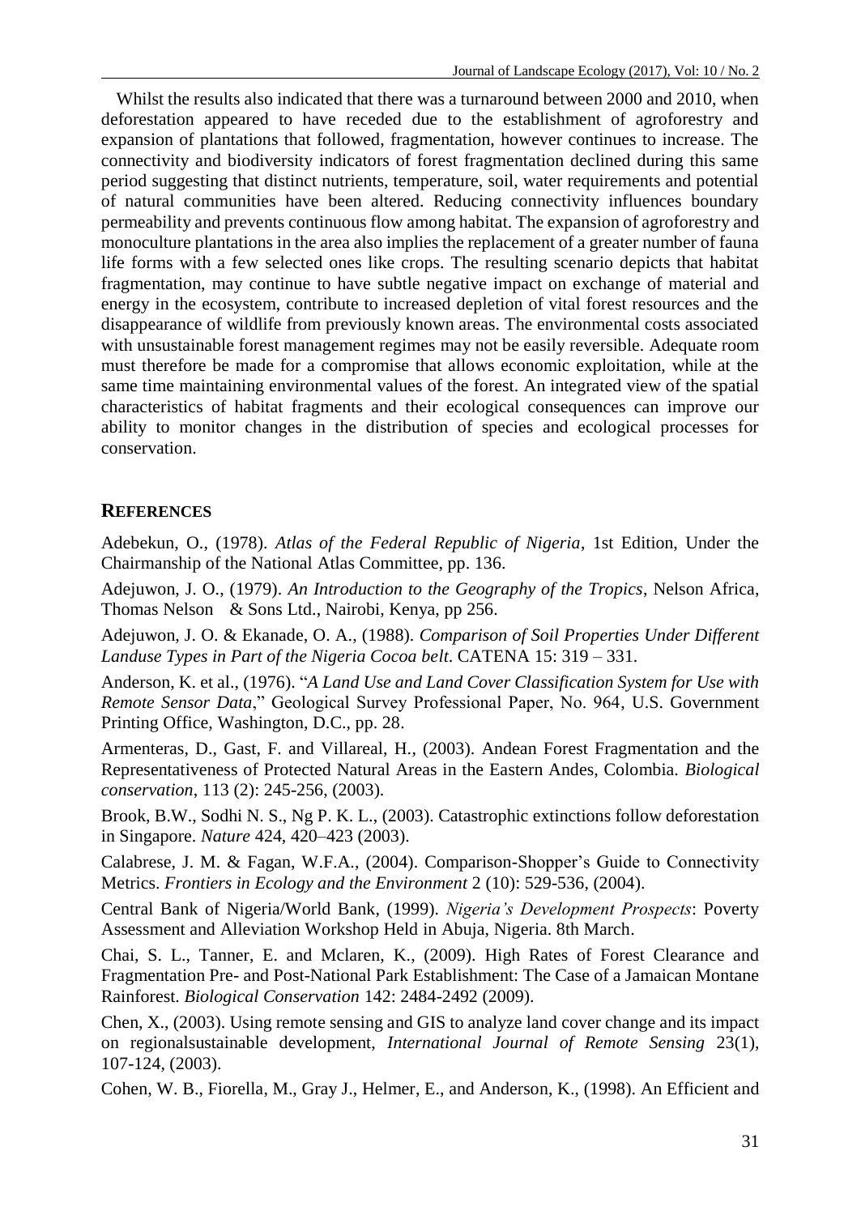Whilst the results also indicated that there was a turnaround between 2000 and 2010, when deforestation appeared to have receded due to the establishment of agroforestry and expansion of plantations that followed, fragmentation, however continues to increase. The connectivity and biodiversity indicators of forest fragmentation declined during this same period suggesting that distinct nutrients, temperature, soil, water requirements and potential of natural communities have been altered. Reducing connectivity influences boundary permeability and prevents continuous flow among habitat. The expansion of agroforestry and monoculture plantations in the area also implies the replacement of a greater number of fauna life forms with a few selected ones like crops. The resulting scenario depicts that habitat fragmentation, may continue to have subtle negative impact on exchange of material and energy in the ecosystem, contribute to increased depletion of vital forest resources and the disappearance of wildlife from previously known areas. The environmental costs associated with unsustainable forest management regimes may not be easily reversible. Adequate room must therefore be made for a compromise that allows economic exploitation, while at the same time maintaining environmental values of the forest. An integrated view of the spatial characteristics of habitat fragments and their ecological consequences can improve our ability to monitor changes in the distribution of species and ecological processes for conservation.

## REFERENCES

Adebekun, O., (1978). *Atlas of the Federal Republic of Nigeria*, 1st Edition, Under the Chairmanship of the National Atlas Committee, pp. 136.

Adejuwon, J. O., (1979). *An Introduction to the Geography of the Tropics*, Nelson Africa, Thomas Nelson & Sons Ltd., Nairobi, Kenya, pp 256.

Adejuwon, J. O. & Ekanade, O. A., (1988). *Comparison of Soil Properties Under Different Landuse Types in Part of the Nigeria Cocoa belt*. CATENA 15: 319 – 331.

Anderson, K. et al., (1976). "*A Land Use and Land Cover Classification System for Use with Remote Sensor Data*," Geological Survey Professional Paper, No. 964, U.S. Government Printing Office, Washington, D.C., pp. 28.

Armenteras, D., Gast, F. and Villareal, H., (2003). Andean Forest Fragmentation and the Representativeness of Protected Natural Areas in the Eastern Andes, Colombia. *Biological conservation*, 113 (2): 245-256, (2003).

Brook, B.W., Sodhi N. S., Ng P. K. L., (2003). Catastrophic extinctions follow deforestation in Singapore. *Nature* 424, 420–423 (2003).

Calabrese, J. M. & Fagan, W.F.A., (2004). Comparison-Shopper's Guide to Connectivity Metrics. *Frontiers in Ecology and the Environment* 2 (10): 529-536, (2004).

Central Bank of Nigeria/World Bank, (1999). *Nigeria's Development Prospects*: Poverty Assessment and Alleviation Workshop Held in Abuja, Nigeria. 8th March.

Chai, S. L., Tanner, E. and Mclaren, K., (2009). High Rates of Forest Clearance and Fragmentation Pre- and Post-National Park Establishment: The Case of a Jamaican Montane Rainforest. *Biological Conservation* 142: 2484-2492 (2009).

Chen, X., (2003). Using remote sensing and GIS to analyze land cover change and its impact on regionalsustainable development, *International Journal of Remote Sensing* 23(1), 107-124, (2003).

Cohen, W. B., Fiorella, M., Gray J., Helmer, E., and Anderson, K., (1998). An Efficient and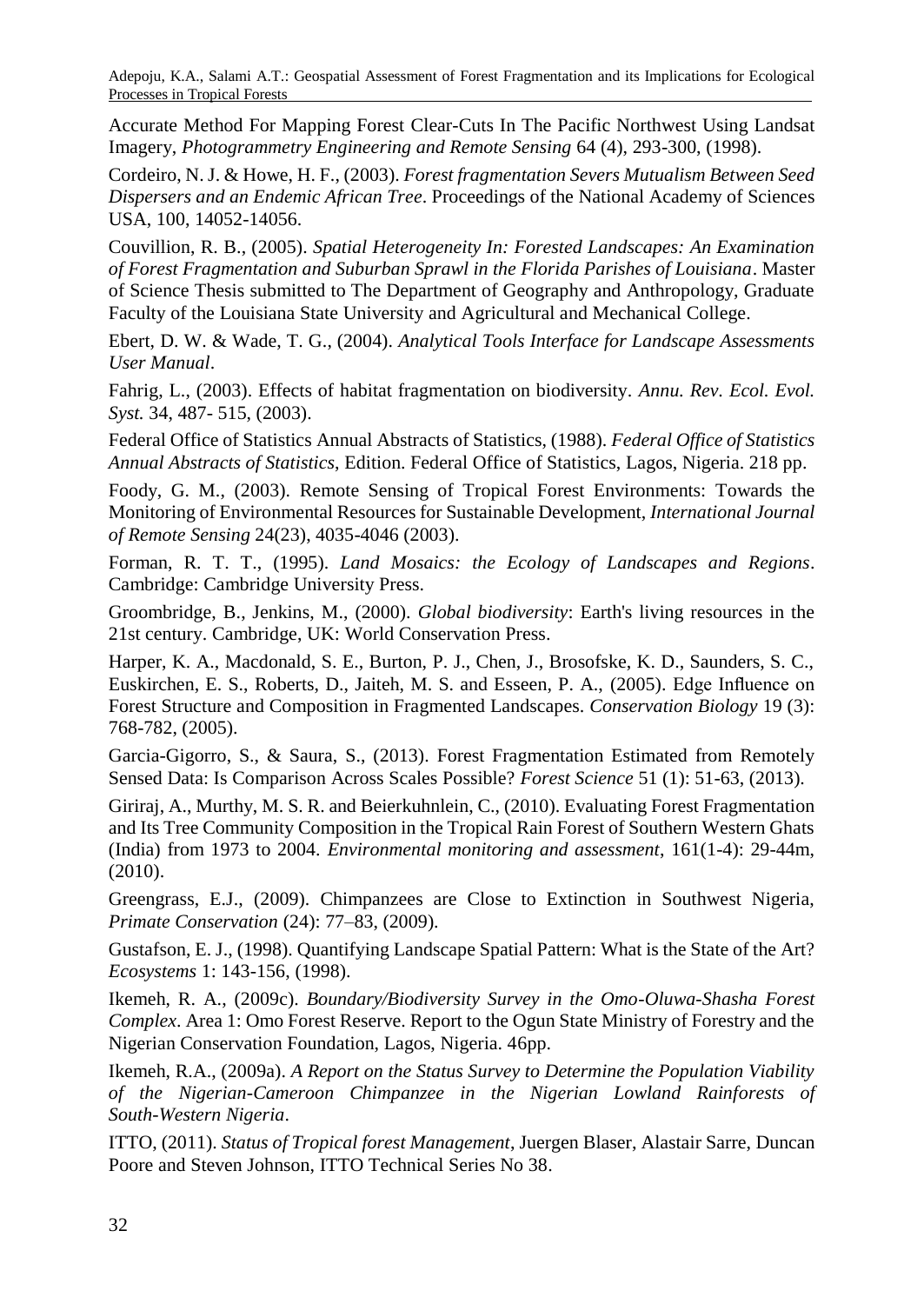Accurate Method For Mapping Forest Clear-Cuts In The Pacific Northwest Using Landsat Imagery, *Photogrammetry Engineering and Remote Sensing* 64 (4), 293-300, (1998).

Cordeiro, N. J. & Howe, H. F., (2003). *Forest fragmentation Severs Mutualism Between Seed Dispersers and an Endemic African Tree*. Proceedings of the National Academy of Sciences USA, 100, 14052-14056.

Couvillion, R. B., (2005). *Spatial Heterogeneity In: Forested Landscapes: An Examination of Forest Fragmentation and Suburban Sprawl in the Florida Parishes of Louisiana*. Master of Science Thesis submitted to The Department of Geography and Anthropology, Graduate Faculty of the Louisiana State University and Agricultural and Mechanical College.

Ebert, D. W. & Wade, T. G., (2004). *Analytical Tools Interface for Landscape Assessments User Manual*.

Fahrig, L., (2003). Effects of habitat fragmentation on biodiversity. *Annu. Rev. Ecol. Evol. Syst.* 34, 487- 515, (2003).

Federal Office of Statistics Annual Abstracts of Statistics, (1988). *Federal Office of Statistics Annual Abstracts of Statistics*, Edition. Federal Office of Statistics, Lagos, Nigeria. 218 pp.

Foody, G. M., (2003). Remote Sensing of Tropical Forest Environments: Towards the Monitoring of Environmental Resources for Sustainable Development, *International Journal of Remote Sensing* 24(23), 4035-4046 (2003).

Forman, R. T. T., (1995). *Land Mosaics: the Ecology of Landscapes and Regions*. Cambridge: Cambridge University Press.

Groombridge, B., Jenkins, M., (2000). *Global biodiversity*: Earth's living resources in the 21st century. Cambridge, UK: World Conservation Press.

Harper, K. A., Macdonald, S. E., Burton, P. J., Chen, J., Brosofske, K. D., Saunders, S. C., Euskirchen, E. S., Roberts, D., Jaiteh, M. S. and Esseen, P. A., (2005). Edge Influence on Forest Structure and Composition in Fragmented Landscapes. *Conservation Biology* 19 (3): 768-782, (2005).

Garcia-Gigorro, S., & Saura, S., (2013). Forest Fragmentation Estimated from Remotely Sensed Data: Is Comparison Across Scales Possible? *Forest Science* 51 (1): 51-63, (2013).

Giriraj, A., Murthy, M. S. R. and Beierkuhnlein, C., (2010). Evaluating Forest Fragmentation and Its Tree Community Composition in the Tropical Rain Forest of Southern Western Ghats (India) from 1973 to 2004. *Environmental monitoring and assessment*, 161(1-4): 29-44m, (2010).

Greengrass, E.J., (2009). Chimpanzees are Close to Extinction in Southwest Nigeria, *Primate Conservation* (24): 77–83, (2009).

Gustafson, E. J., (1998). Quantifying Landscape Spatial Pattern: What is the State of the Art? *Ecosystems* 1: 143-156, (1998).

Ikemeh, R. A., (2009c). *Boundary/Biodiversity Survey in the Omo-Oluwa-Shasha Forest Complex*. Area 1: Omo Forest Reserve. Report to the Ogun State Ministry of Forestry and the Nigerian Conservation Foundation, Lagos, Nigeria. 46pp.

Ikemeh, R.A., (2009a). *A Report on the Status Survey to Determine the Population Viability of the Nigerian-Cameroon Chimpanzee in the Nigerian Lowland Rainforests of South-Western Nigeria*.

ITTO, (2011). *Status of Tropical forest Management*, Juergen Blaser, Alastair Sarre, Duncan Poore and Steven Johnson, ITTO Technical Series No 38.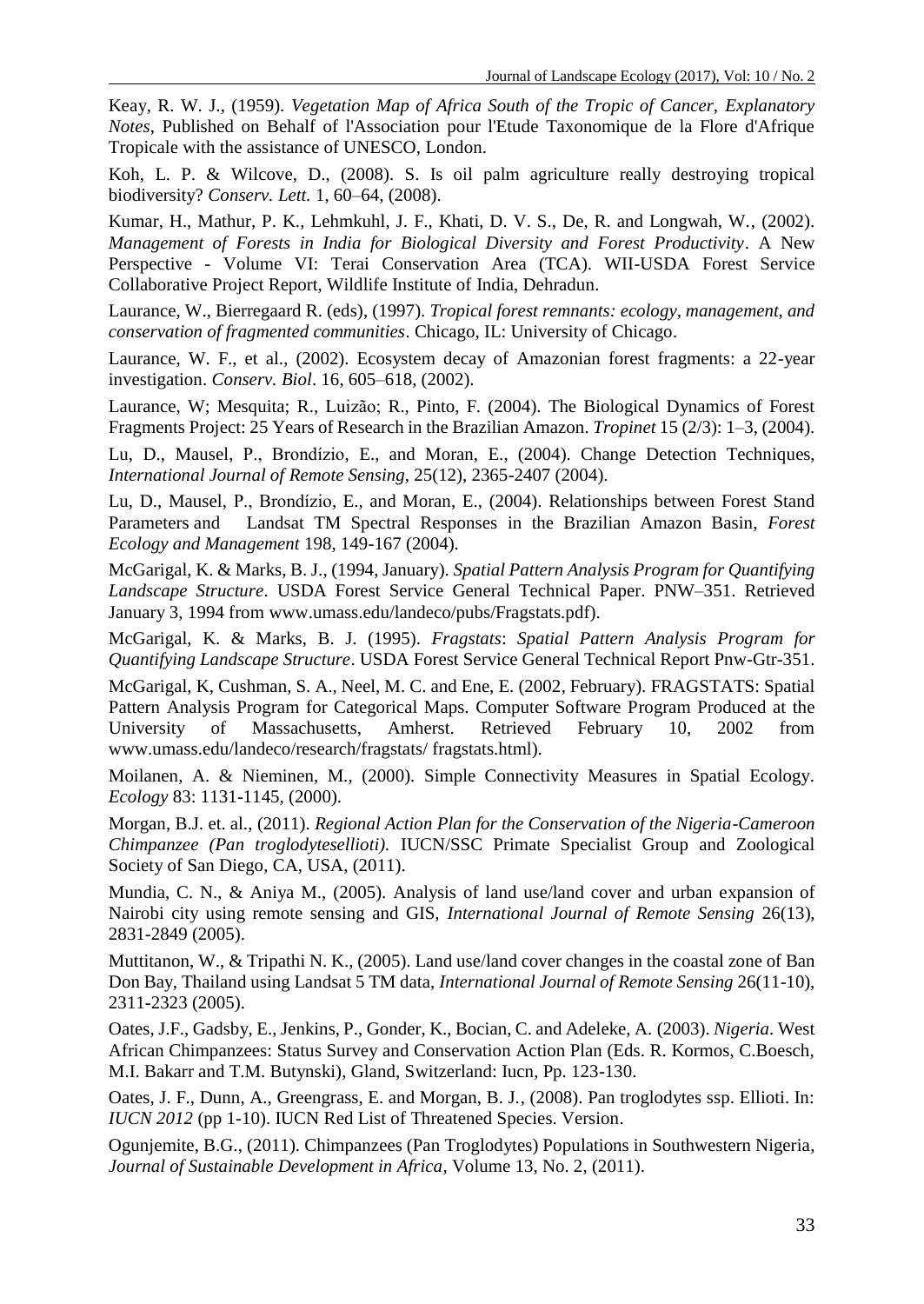Keay, R. W. J., (1959). *Vegetation Map of Africa South of the Tropic of Cancer, Explanatory Notes*, Published on Behalf of l'Association pour l'Etude Taxonomique de la Flore d'Afrique Tropicale with the assistance of UNESCO, London.

Koh, L. P. & Wilcove, D., (2008). S. Is oil palm agriculture really destroying tropical biodiversity? *Conserv. Lett.* 1, 60–64, (2008).

Kumar, H., Mathur, P. K., Lehmkuhl, J. F., Khati, D. V. S., De, R. and Longwah, W., (2002). *Management of Forests in India for Biological Diversity and Forest Productivity*. A New Perspective - Volume VI: Terai Conservation Area (TCA). WII-USDA Forest Service Collaborative Project Report, Wildlife Institute of India, Dehradun.

Laurance, W., Bierregaard R. (eds), (1997). *Tropical forest remnants: ecology, management, and conservation of fragmented communities*. Chicago, IL: University of Chicago.

Laurance, W. F., et al., (2002). Ecosystem decay of Amazonian forest fragments: a 22-year investigation. *Conserv. Biol*. 16, 605–618, (2002).

Laurance, W; Mesquita; R., Luizão; R., Pinto, F. (2004). The Biological Dynamics of Forest Fragments Project: 25 Years of Research in the Brazilian Amazon. *Tropinet* 15 (2/3): 1–3, (2004).

Lu, D., Mausel, P., Brondízio, E., and Moran, E., (2004). Change Detection Techniques, *International Journal of Remote Sensing*, 25(12), 2365-2407 (2004).

Lu, D., Mausel, P., Brondízio, E., and Moran, E., (2004). Relationships between Forest Stand Parameters and Landsat TM Spectral Responses in the Brazilian Amazon Basin, *Forest Ecology and Management* 198, 149-167 (2004).

McGarigal, K. & Marks, B. J., (1994, January). *Spatial Pattern Analysis Program for Quantifying Landscape Structure*. USDA Forest Service General Technical Paper. PNW–351. Retrieved January 3, 1994 from www.umass.edu/landeco/pubs/Fragstats.pdf).

McGarigal, K. & Marks, B. J. (1995). *Fragstats*: *Spatial Pattern Analysis Program for Quantifying Landscape Structure*. USDA Forest Service General Technical Report Pnw-Gtr-351.

McGarigal, K, Cushman, S. A., Neel, M. C. and Ene, E. (2002, February). FRAGSTATS: Spatial Pattern Analysis Program for Categorical Maps. Computer Software Program Produced at the University of Massachusetts, Amherst. Retrieved February 10, 2002 from www.umass.edu/landeco/research/fragstats/ fragstats.html).

Moilanen, A. & Nieminen, M., (2000). Simple Connectivity Measures in Spatial Ecology. *Ecology* 83: 1131-1145, (2000).

Morgan, B.J. et. al., (2011). *Regional Action Plan for the Conservation of the Nigeria-Cameroon Chimpanzee (Pan troglodytesellioti)*. IUCN/SSC Primate Specialist Group and Zoological Society of San Diego, CA, USA, (2011).

Mundia, C. N., & Aniya M., (2005). Analysis of land use/land cover and urban expansion of Nairobi city using remote sensing and GIS, *International Journal of Remote Sensing* 26(13), 2831-2849 (2005).

Muttitanon, W., & Tripathi N. K., (2005). Land use/land cover changes in the coastal zone of Ban Don Bay, Thailand using Landsat 5 TM data, *International Journal of Remote Sensing* 26(11-10), 2311-2323 (2005).

Oates, J.F., Gadsby, E., Jenkins, P., Gonder, K., Bocian, C. and Adeleke, A. (2003). *Nigeria*. West African Chimpanzees: Status Survey and Conservation Action Plan (Eds. R. Kormos, C.Boesch, M.I. Bakarr and T.M. Butynski), Gland, Switzerland: Iucn, Pp. 123-130.

Oates, J. F., Dunn, A., Greengrass, E. and Morgan, B. J., (2008). Pan troglodytes ssp. Ellioti. In: *IUCN 2012* (pp 1-10). IUCN Red List of Threatened Species. Version.

Ogunjemite, B.G., (2011). Chimpanzees (Pan Troglodytes) Populations in Southwestern Nigeria, *Journal of Sustainable Development in Africa*, Volume 13, No. 2, (2011).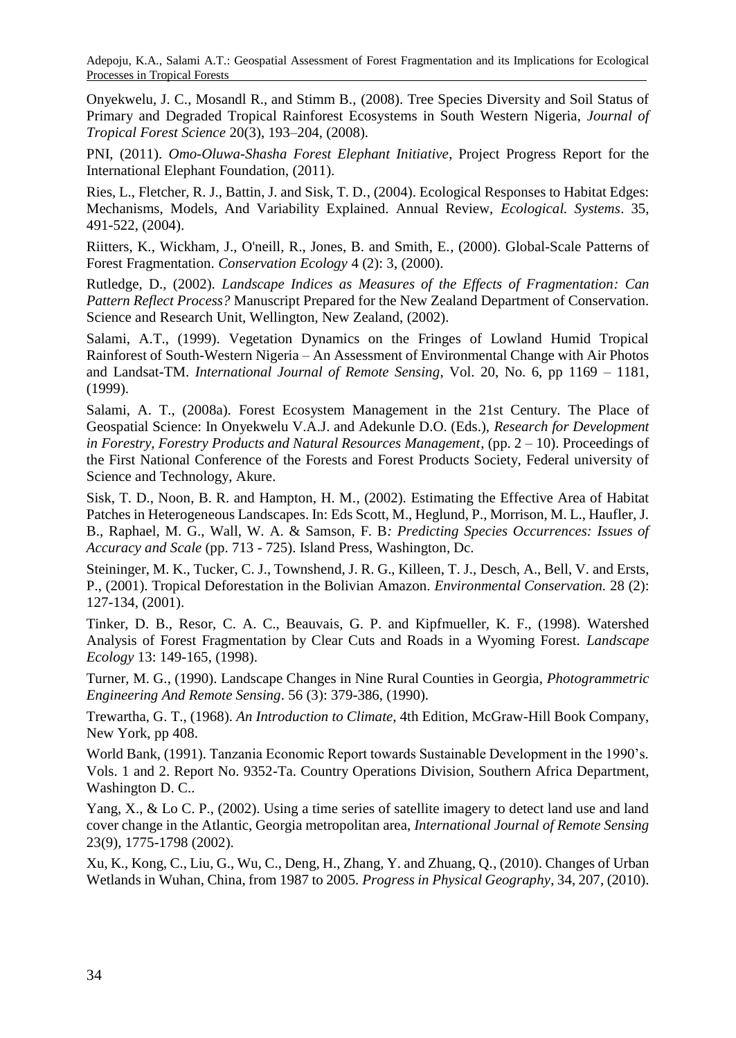Onyekwelu, J. C., Mosandl R., and Stimm B., (2008). Tree Species Diversity and Soil Status of Primary and Degraded Tropical Rainforest Ecosystems in South Western Nigeria, *Journal of Tropical Forest Science* 20(3), 193–204, (2008).

PNI, (2011). *Omo-Oluwa-Shasha Forest Elephant Initiative*, Project Progress Report for the International Elephant Foundation, (2011).

Ries, L., Fletcher, R. J., Battin, J. and Sisk, T. D., (2004). Ecological Responses to Habitat Edges: Mechanisms, Models, And Variability Explained. Annual Review, *Ecological. Systems*. 35, 491-522, (2004).

Riitters, K., Wickham, J., O'neill, R., Jones, B. and Smith, E., (2000). Global-Scale Patterns of Forest Fragmentation. *Conservation Ecology* 4 (2): 3, (2000).

Rutledge, D., (2002). *Landscape Indices as Measures of the Effects of Fragmentation: Can Pattern Reflect Process?* Manuscript Prepared for the New Zealand Department of Conservation. Science and Research Unit, Wellington, New Zealand, (2002).

Salami, A.T., (1999). Vegetation Dynamics on the Fringes of Lowland Humid Tropical Rainforest of South-Western Nigeria – An Assessment of Environmental Change with Air Photos and Landsat-TM. *International Journal of Remote Sensing*, Vol. 20, No. 6, pp 1169 – 1181, (1999).

Salami, A. T., (2008a). Forest Ecosystem Management in the 21st Century. The Place of Geospatial Science: In Onyekwelu V.A.J. and Adekunle D.O. (Eds.), *Research for Development in Forestry, Forestry Products and Natural Resources Management*, (pp. 2 – 10). Proceedings of the First National Conference of the Forests and Forest Products Society, Federal university of Science and Technology, Akure.

Sisk, T. D., Noon, B. R. and Hampton, H. M., (2002). Estimating the Effective Area of Habitat Patches in Heterogeneous Landscapes. In: Eds Scott, M., Heglund, P., Morrison, M. L., Haufler, J. B., Raphael, M. G., Wall, W. A. & Samson, F. B*: Predicting Species Occurrences: Issues of Accuracy and Scale* (pp. 713 - 725). Island Press, Washington, Dc.

Steininger, M. K., Tucker, C. J., Townshend, J. R. G., Killeen, T. J., Desch, A., Bell, V. and Ersts, P., (2001). Tropical Deforestation in the Bolivian Amazon. *Environmental Conservation.* 28 (2): 127-134, (2001).

Tinker, D. B., Resor, C. A. C., Beauvais, G. P. and Kipfmueller, K. F., (1998). Watershed Analysis of Forest Fragmentation by Clear Cuts and Roads in a Wyoming Forest. *Landscape Ecology* 13: 149-165, (1998).

Turner, M. G., (1990). Landscape Changes in Nine Rural Counties in Georgia, *Photogrammetric Engineering And Remote Sensing*. 56 (3): 379-386, (1990).

Trewartha, G. T., (1968). *An Introduction to Climate*, 4th Edition, McGraw-Hill Book Company, New York, pp 408.

World Bank, (1991). Tanzania Economic Report towards Sustainable Development in the 1990's. Vols. 1 and 2. Report No. 9352-Ta. Country Operations Division, Southern Africa Department, Washington D. C..

Yang, X., & Lo C. P., (2002). Using a time series of satellite imagery to detect land use and land cover change in the Atlantic, Georgia metropolitan area, *International Journal of Remote Sensing* 23(9), 1775-1798 (2002).

Xu, K., Kong, C., Liu, G., Wu, C., Deng, H., Zhang, Y. and Zhuang, Q., (2010). Changes of Urban Wetlands in Wuhan, China, from 1987 to 2005. *Progress in Physical Geography*, 34, 207, (2010).